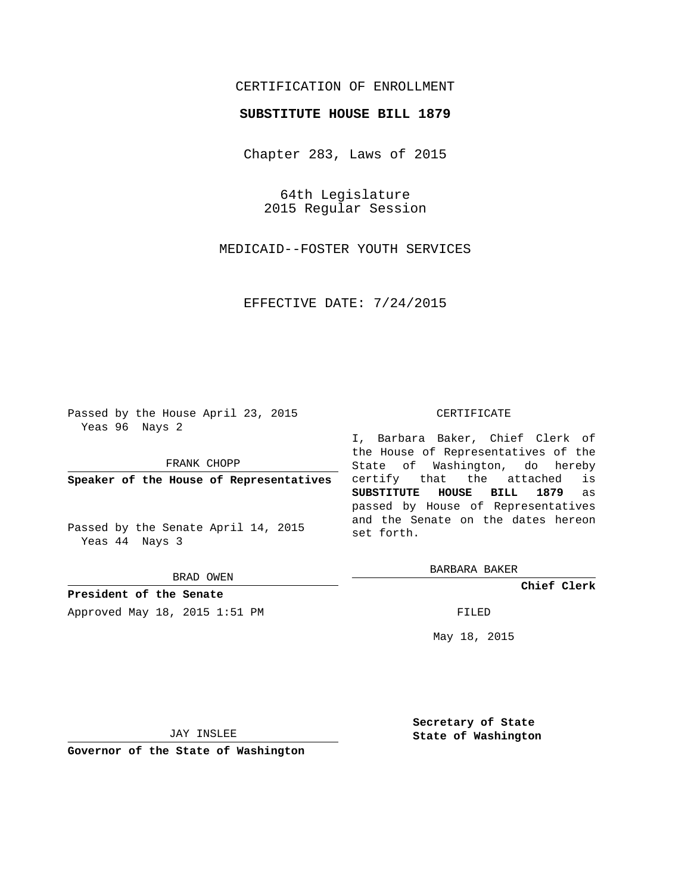CERTIFICATION OF ENROLLMENT

**SUBSTITUTE HOUSE BILL 1879**

Chapter 283, Laws of 2015

64th Legislature
2015 Regular Session

MEDICAID--FOSTER YOUTH SERVICES

EFFECTIVE DATE: 7/24/2015

Passed by the House April 23, 2015
Yeas 96 Nays 2

FRANK CHOPP

**Speaker of the House of Representatives**

Passed by the Senate April 14, 2015
Yeas 44 Nays 3

BRAD OWEN

**President of the Senate**

Approved May 18, 2015 1:51 PM

JAY INSLEE

**Governor of the State of Washington**

CERTIFICATE

I, Barbara Baker, Chief Clerk of the House of Representatives of the State of Washington, do hereby certify that the attached is **SUBSTITUTE HOUSE BILL 1879** as passed by House of Representatives and the Senate on the dates hereon set forth.

BARBARA BAKER

**Chief Clerk**

FILED

May 18, 2015

**Secretary of State**
**State of Washington**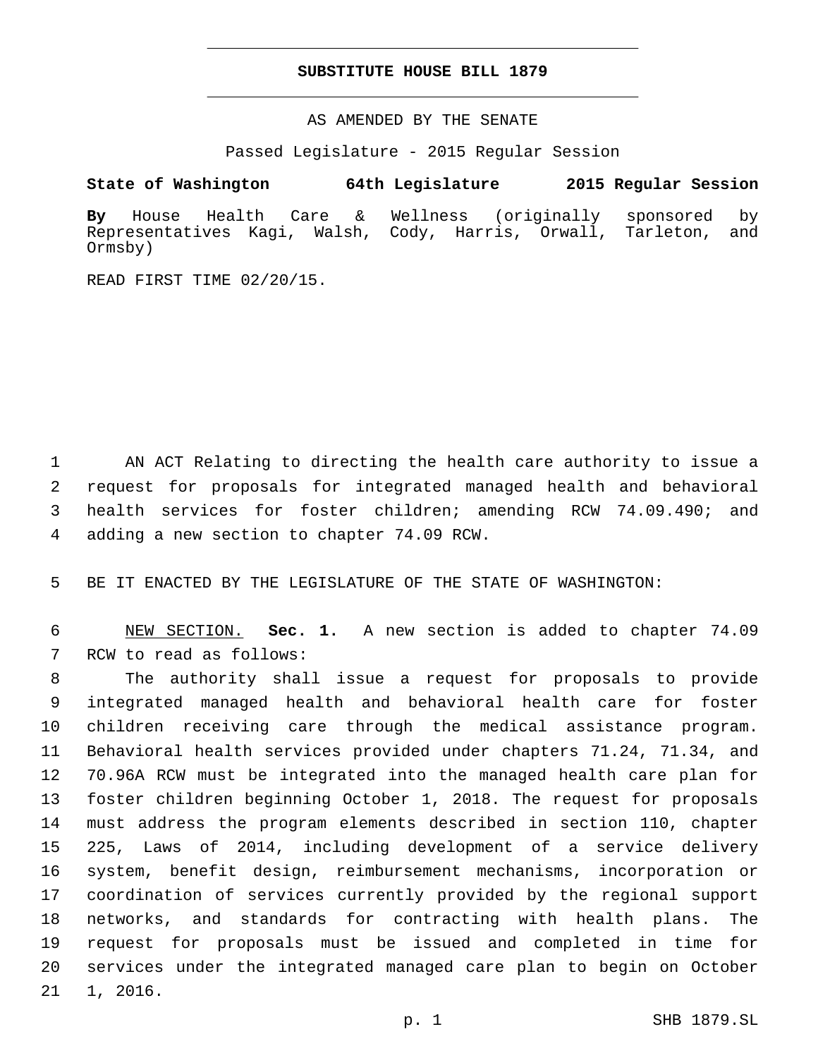# SUBSTITUTE HOUSE BILL 1879

AS AMENDED BY THE SENATE

Passed Legislature - 2015 Regular Session

**State of Washington 64th Legislature 2015 Regular Session**

**By** House Health Care & Wellness (originally sponsored by Representatives Kagi, Walsh, Cody, Harris, Orwall, Tarleton, and Ormsby)

READ FIRST TIME 02/20/15.

1 AN ACT Relating to directing the health care authority to issue a 2 request for proposals for integrated managed health and behavioral 3 health services for foster children; amending RCW 74.09.490; and 4 adding a new section to chapter 74.09 RCW.

5 BE IT ENACTED BY THE LEGISLATURE OF THE STATE OF WASHINGTON:

6 NEW SECTION. **Sec. 1.** A new section is added to chapter 74.09 7 RCW to read as follows:

8 The authority shall issue a request for proposals to provide 9 integrated managed health and behavioral health care for foster 10 children receiving care through the medical assistance program. 11 Behavioral health services provided under chapters 71.24, 71.34, and 12 70.96A RCW must be integrated into the managed health care plan for 13 foster children beginning October 1, 2018. The request for proposals 14 must address the program elements described in section 110, chapter 15 225, Laws of 2014, including development of a service delivery 16 system, benefit design, reimbursement mechanisms, incorporation or 17 coordination of services currently provided by the regional support 18 networks, and standards for contracting with health plans. The 19 request for proposals must be issued and completed in time for 20 services under the integrated managed care plan to begin on October 21 1, 2016.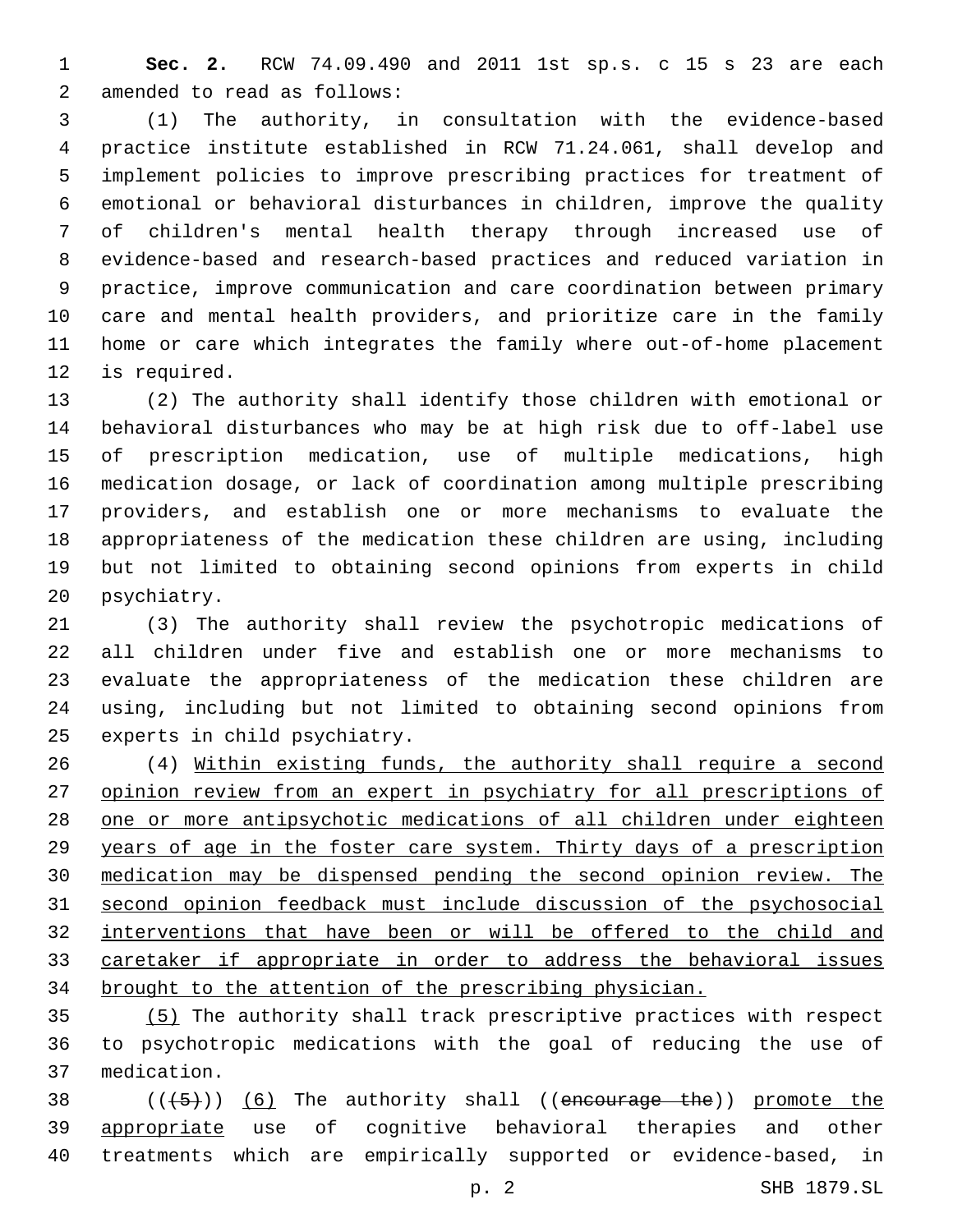**Sec. 2.** RCW 74.09.490 and 2011 1st sp.s. c 15 s 23 are each amended to read as follows:

(1) The authority, in consultation with the evidence-based practice institute established in RCW 71.24.061, shall develop and implement policies to improve prescribing practices for treatment of emotional or behavioral disturbances in children, improve the quality of children's mental health therapy through increased use of evidence-based and research-based practices and reduced variation in practice, improve communication and care coordination between primary care and mental health providers, and prioritize care in the family home or care which integrates the family where out-of-home placement is required.

(2) The authority shall identify those children with emotional or behavioral disturbances who may be at high risk due to off-label use of prescription medication, use of multiple medications, high medication dosage, or lack of coordination among multiple prescribing providers, and establish one or more mechanisms to evaluate the appropriateness of the medication these children are using, including but not limited to obtaining second opinions from experts in child psychiatry.

(3) The authority shall review the psychotropic medications of all children under five and establish one or more mechanisms to evaluate the appropriateness of the medication these children are using, including but not limited to obtaining second opinions from experts in child psychiatry.

(4) Within existing funds, the authority shall require a second opinion review from an expert in psychiatry for all prescriptions of one or more antipsychotic medications of all children under eighteen years of age in the foster care system. Thirty days of a prescription medication may be dispensed pending the second opinion review. The second opinion feedback must include discussion of the psychosocial interventions that have been or will be offered to the child and caretaker if appropriate in order to address the behavioral issues brought to the attention of the prescribing physician.

(5) The authority shall track prescriptive practices with respect to psychotropic medications with the goal of reducing the use of medication.

(((5))) (6) The authority shall ((encourage the)) promote the appropriate use of cognitive behavioral therapies and other treatments which are empirically supported or evidence-based, in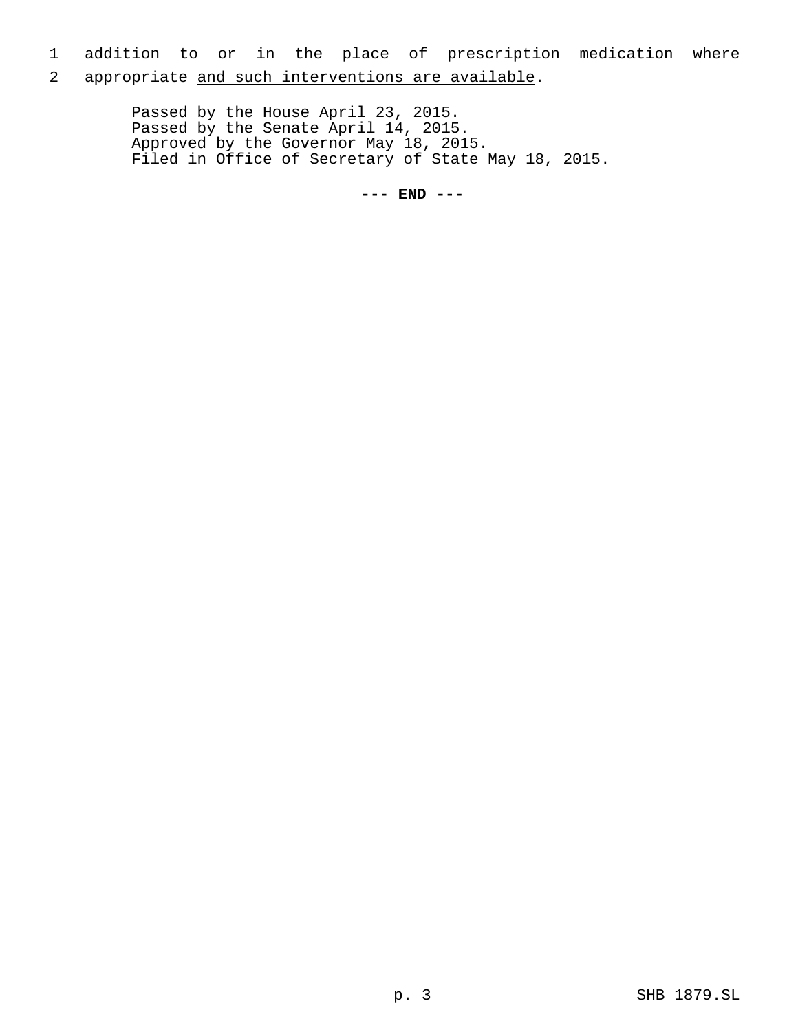addition to or in the place of prescription medication where appropriate <u>and such interventions are available</u>.

Passed by the House April 23, 2015.
Passed by the Senate April 14, 2015.
Approved by the Governor May 18, 2015.
Filed in Office of Secretary of State May 18, 2015.

**--- END ---**